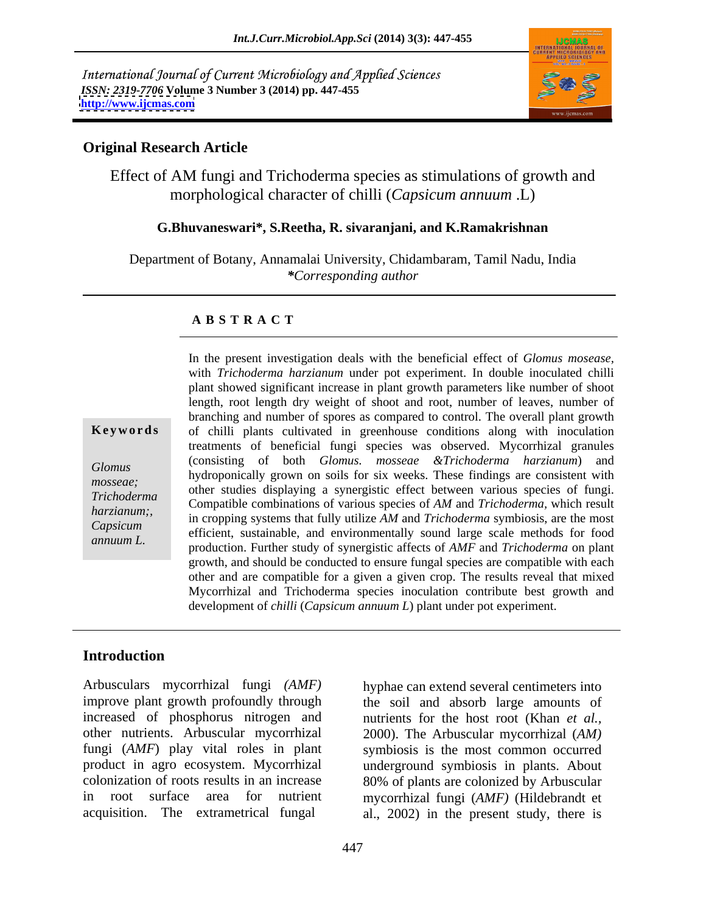International Journal of Current Microbiology and Applied Sciences
*ISSN: 2319-7706* **Volume 3 Number 3 (2014) pp. 447-455**
**http://www.ijcmas.com**

## Original Research Article

# Effect of AM fungi and Trichoderma species as stimulations of growth and morphological character of chilli (*Capsicum annuum* .L)

**G.Bhuvaneswari\*, S.Reetha, R. sivaranjani, and K.Ramakrishnan**

Department of Botany, Annamalai University, Chidambaram, Tamil Nadu, India
*\*Corresponding author*

### A B S T R A C T

**Keywords**

*Glomus mosseae; Trichoderma harzianum;, Capsicum annuum L.*

In the present investigation deals with the beneficial effect of *Glomus mosease,* with *Trichoderma harzianum* under pot experiment. In double inoculated chilli plant showed significant increase in plant growth parameters like number of shoot length, root length dry weight of shoot and root, number of leaves, number of branching and number of spores as compared to control. The overall plant growth of chilli plants cultivated in greenhouse conditions along with inoculation treatments of beneficial fungi species was observed. Mycorrhizal granules (consisting of both *Glomus. mosseae &Trichoderma harzianum*) and hydroponically grown on soils for six weeks. These findings are consistent with other studies displaying a synergistic effect between various species of fungi. Compatible combinations of various species of *AM* and *Trichoderma*, which result in cropping systems that fully utilize *AM* and *Trichoderma* symbiosis, are the most efficient, sustainable, and environmentally sound large scale methods for food production. Further study of synergistic affects of *AMF* and *Trichoderma* on plant growth, and should be conducted to ensure fungal species are compatible with each other and are compatible for a given a given crop. The results reveal that mixed Mycorrhizal and Trichoderma species inoculation contribute best growth and development of *chilli* (*Capsicum annuum L*) plant under pot experiment.

## Introduction

Arbusculars mycorrhizal fungi *(AMF)* improve plant growth profoundly through increased of phosphorus nitrogen and other nutrients. Arbuscular mycorrhizal fungi (*AMF*) play vital roles in plant product in agro ecosystem. Mycorrhizal colonization of roots results in an increase in root surface area for nutrient acquisition. The extrametrical fungal hyphae can extend several centimeters into the soil and absorb large amounts of nutrients for the host root (Khan *et al.,* 2000). The Arbuscular mycorrhizal (*AM)* symbiosis is the most common occurred underground symbiosis in plants. About 80% of plants are colonized by Arbuscular mycorrhizal fungi (*AMF)* (Hildebrandt et al., 2002) in the present study, there is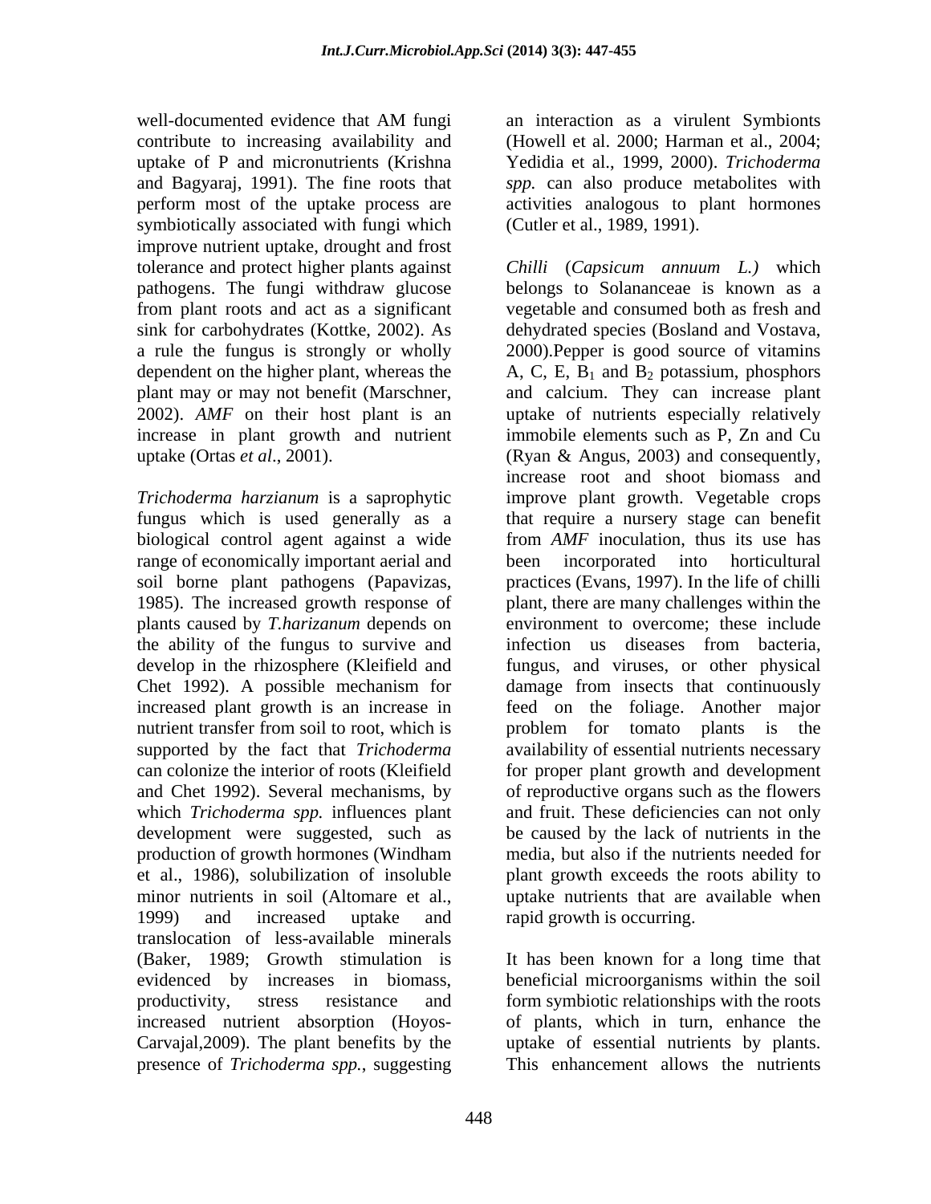well-documented evidence that AM fungi contribute to increasing availability and uptake of P and micronutrients (Krishna and Bagyaraj, 1991). The fine roots that perform most of the uptake process are symbiotically associated with fungi which improve nutrient uptake, drought and frost tolerance and protect higher plants against pathogens. The fungi withdraw glucose from plant roots and act as a significant sink for carbohydrates (Kottke, 2002). As a rule the fungus is strongly or wholly dependent on the higher plant, whereas the plant may or may not benefit (Marschner, 2002). *AMF* on their host plant is an increase in plant growth and nutrient uptake (Ortas *et al*., 2001).

*Trichoderma harzianum* is a saprophytic fungus which is used generally as a biological control agent against a wide range of economically important aerial and soil borne plant pathogens (Papavizas, 1985). The increased growth response of plants caused by *T.harizanum* depends on the ability of the fungus to survive and develop in the rhizosphere (Kleifield and Chet 1992). A possible mechanism for increased plant growth is an increase in nutrient transfer from soil to root, which is supported by the fact that *Trichoderma* can colonize the interior of roots (Kleifield and Chet 1992). Several mechanisms, by which *Trichoderma spp.* influences plant development were suggested, such as production of growth hormones (Windham et al., 1986), solubilization of insoluble minor nutrients in soil (Altomare et al., 1999) and increased uptake and translocation of less-available minerals (Baker, 1989; Growth stimulation is evidenced by increases in biomass, productivity, stress resistance and increased nutrient absorption (Hoyos-Carvajal,2009). The plant benefits by the presence of *Trichoderma spp.*, suggesting an interaction as a virulent Symbionts (Howell et al. 2000; Harman et al., 2004; Yedidia et al., 1999, 2000). *Trichoderma spp.* can also produce metabolites with activities analogous to plant hormones (Cutler et al., 1989, 1991).

*Chilli* (*Capsicum annuum L.)* which belongs to Solananceae is known as a vegetable and consumed both as fresh and dehydrated species (Bosland and Vostava, 2000).Pepper is good source of vitamins A, C, E, $B_1$ and $B_2$ potassium, phosphors and calcium. They can increase plant uptake of nutrients especially relatively immobile elements such as P, Zn and Cu (Ryan & Angus, 2003) and consequently, increase root and shoot biomass and improve plant growth. Vegetable crops that require a nursery stage can benefit from *AMF* inoculation, thus its use has been incorporated into horticultural practices (Evans, 1997). In the life of chilli plant, there are many challenges within the environment to overcome; these include infection us diseases from bacteria, fungus, and viruses, or other physical damage from insects that continuously feed on the foliage. Another major problem for tomato plants is the availability of essential nutrients necessary for proper plant growth and development of reproductive organs such as the flowers and fruit. These deficiencies can not only be caused by the lack of nutrients in the media, but also if the nutrients needed for plant growth exceeds the roots ability to uptake nutrients that are available when rapid growth is occurring.

It has been known for a long time that beneficial microorganisms within the soil form symbiotic relationships with the roots of plants, which in turn, enhance the uptake of essential nutrients by plants. This enhancement allows the nutrients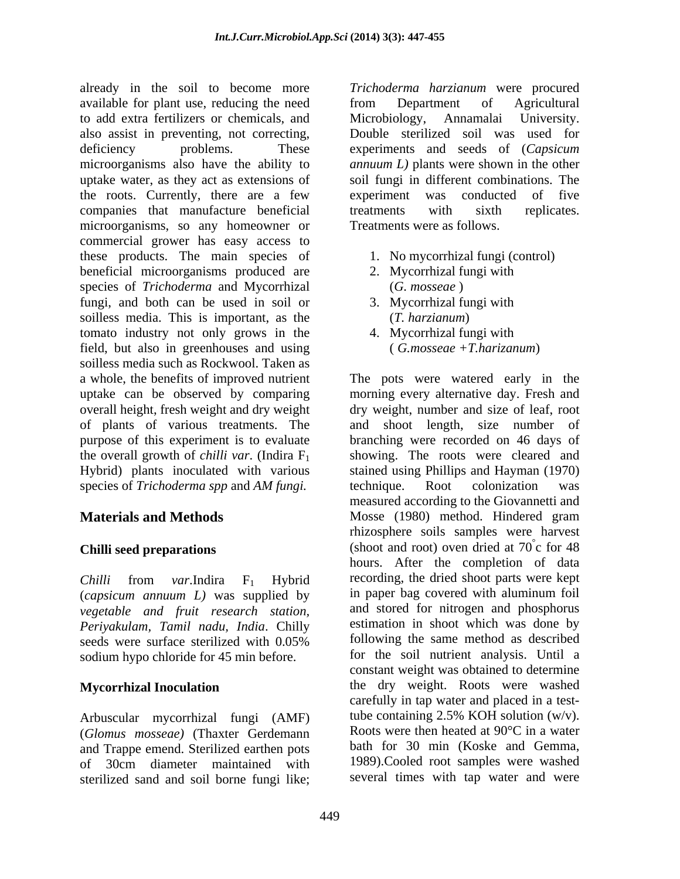already in the soil to become more available for plant use, reducing the need to add extra fertilizers or chemicals, and also assist in preventing, not correcting, deficiency problems. These microorganisms also have the ability to uptake water, as they act as extensions of the roots. Currently, there are a few companies that manufacture beneficial microorganisms, so any homeowner or commercial grower has easy access to these products. The main species of beneficial microorganisms produced are species of *Trichoderma* and Mycorrhizal fungi, and both can be used in soil or soilless media. This is important, as the tomato industry not only grows in the field, but also in greenhouses and using soilless media such as Rockwool. Taken as a whole, the benefits of improved nutrient uptake can be observed by comparing overall height, fresh weight and dry weight of plants of various treatments. The purpose of this experiment is to evaluate the overall growth of *chilli var*. (Indira $F_1$ Hybrid) plants inoculated with various species of *Trichoderma spp* and *AM fungi.*

## Materials and Methods

### Chilli seed preparations

*Chilli* from *var*.Indira $F_1$ Hybrid (*capsicum annuum L)* was supplied by *vegetable and fruit research station, Periyakulam, Tamil nadu, India*. Chilly seeds were surface sterilized with 0.05% sodium hypo chloride for 45 min before.

### Mycorrhizal Inoculation

Arbuscular mycorrhizal fungi (AMF) (*Glomus mosseae)* (Thaxter Gerdemann and Trappe emend. Sterilized earthen pots of 30cm diameter maintained with sterilized sand and soil borne fungi like; *Trichoderma harzianum* were procured from Department of Agricultural Microbiology, Annamalai University. Double sterilized soil was used for experiments and seeds of (*Capsicum annuum L)* plants were shown in the other soil fungi in different combinations. The experiment was conducted of five treatments with sixth replicates. Treatments were as follows.

1. No mycorrhizal fungi (control)
2. Mycorrhizal fungi with (*G. mosseae* )
3. Mycorrhizal fungi with (*T. harzianum*)
4. Mycorrhizal fungi with ( *G.mosseae +T.harizanum*)

The pots were watered early in the morning every alternative day. Fresh and dry weight, number and size of leaf, root and shoot length, size number of branching were recorded on 46 days of showing. The roots were cleared and stained using Phillips and Hayman (1970) technique. Root colonization was measured according to the Giovannetti and Mosse (1980) method. Hindered gram rhizosphere soils samples were harvest (shoot and root) oven dried at $70^{\circ}$c for 48 hours. After the completion of data recording, the dried shoot parts were kept in paper bag covered with aluminum foil and stored for nitrogen and phosphorus estimation in shoot which was done by following the same method as described for the soil nutrient analysis. Until a constant weight was obtained to determine the dry weight. Roots were washed carefully in tap water and placed in a test-tube containing 2.5% KOH solution (w/v). Roots were then heated at 90°C in a water bath for 30 min (Koske and Gemma, 1989).Cooled root samples were washed several times with tap water and were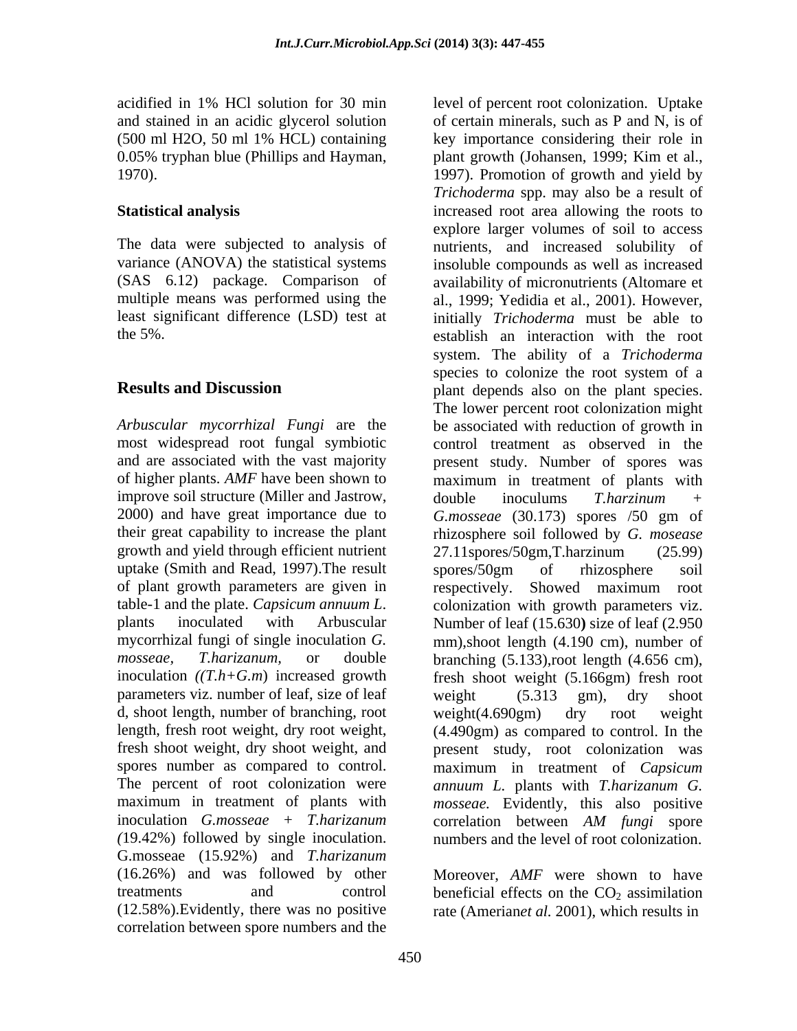acidified in 1% HCl solution for 30 min and stained in an acidic glycerol solution (500 ml H2O, 50 ml 1% HCL) containing 0.05% tryphan blue (Phillips and Hayman, 1970).

**Statistical analysis**

The data were subjected to analysis of variance (ANOVA) the statistical systems (SAS 6.12) package. Comparison of multiple means was performed using the least significant difference (LSD) test at the 5%.

## Results and Discussion

*Arbuscular mycorrhizal Fungi* are the most widespread root fungal symbiotic and are associated with the vast majority of higher plants. *AMF* have been shown to improve soil structure (Miller and Jastrow, 2000) and have great importance due to their great capability to increase the plant growth and yield through efficient nutrient uptake (Smith and Read, 1997).The result of plant growth parameters are given in table-1 and the plate. *Capsicum annuum L*. plants inoculated with Arbuscular mycorrhizal fungi of single inoculation *G. mosseae*, *T.harizanum*, or double inoculation *((T.h+G.m*) increased growth parameters viz. number of leaf, size of leaf d, shoot length, number of branching, root length, fresh root weight, dry root weight, fresh shoot weight, dry shoot weight, and spores number as compared to control. The percent of root colonization were maximum in treatment of plants with inoculation *G.mosseae* + *T.harizanum (*19.42%) followed by single inoculation. G.mosseae (15.92%) and *T.harizanum* (16.26%) and was followed by other treatments and control (12.58%).Evidently, there was no positive correlation between spore numbers and the level of percent root colonization. Uptake of certain minerals, such as P and N, is of key importance considering their role in plant growth (Johansen, 1999; Kim et al., 1997). Promotion of growth and yield by *Trichoderma* spp. may also be a result of increased root area allowing the roots to explore larger volumes of soil to access nutrients, and increased solubility of insoluble compounds as well as increased availability of micronutrients (Altomare et al., 1999; Yedidia et al., 2001). However, initially *Trichoderma* must be able to establish an interaction with the root system. The ability of a *Trichoderma* species to colonize the root system of a plant depends also on the plant species. The lower percent root colonization might be associated with reduction of growth in control treatment as observed in the present study. Number of spores was maximum in treatment of plants with double inoculums *T.harzinum* + *G.mosseae* (30.173) spores /50 gm of rhizosphere soil followed by *G. mosease* 27.11spores/50gm,T.harzinum (25.99) spores/50gm of rhizosphere soil respectively. Showed maximum root colonization with growth parameters viz. Number of leaf (15.630**)** size of leaf (2.950 mm),shoot length (4.190 cm), number of branching (5.133),root length (4.656 cm), fresh shoot weight (5.166gm) fresh root weight (5.313 gm), dry shoot weight(4.690gm) dry root weight (4.490gm) as compared to control. In the present study, root colonization was maximum in treatment of *Capsicum annuum L.* plants with *T.harizanum G. mosseae.* Evidently, this also positive correlation between *AM fungi* spore numbers and the level of root colonization.

Moreover, *AMF* were shown to have beneficial effects on the $CO_2$ assimilation rate (Amerian*et al.* 2001), which results in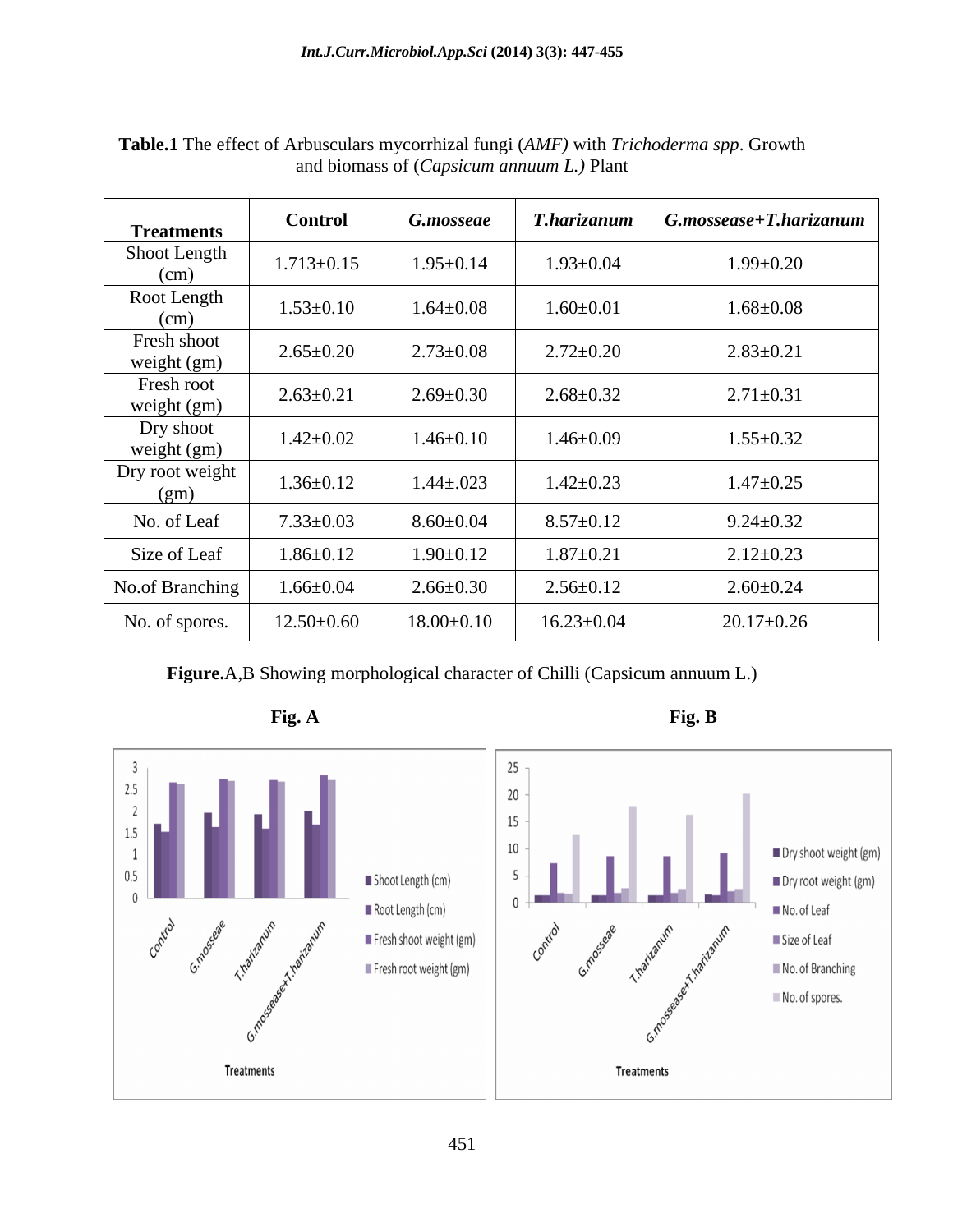**Table.1** The effect of Arbusculars mycorrhizal fungi (*AMF)* with *Trichoderma spp*. Growth and biomass of (*Capsicum annuum L.)* Plant

| Treatments | Control | *G.mosseae* | *T.harizanum* | *G.mossease+T.harizanum* |
|---|---|---|---|---|
| Shoot Length (cm) | 1.713±0.15 | 1.95±0.14 | 1.93±0.04 | 1.99±0.20 |
| Root Length (cm) | 1.53±0.10 | 1.64±0.08 | 1.60±0.01 | 1.68±0.08 |
| Fresh shoot weight (gm) | 2.65±0.20 | 2.73±0.08 | 2.72±0.20 | 2.83±0.21 |
| Fresh root weight (gm) | 2.63±0.21 | 2.69±0.30 | 2.68±0.32 | 2.71±0.31 |
| Dry shoot weight (gm) | 1.42±0.02 | 1.46±0.10 | 1.46±0.09 | 1.55±0.32 |
| Dry root weight (gm) | 1.36±0.12 | 1.44±.023 | 1.42±0.23 | 1.47±0.25 |
| No. of Leaf | 7.33±0.03 | 8.60±0.04 | 8.57±0.12 | 9.24±0.32 |
| Size of Leaf | 1.86±0.12 | 1.90±0.12 | 1.87±0.21 | 2.12±0.23 |
| No.of Branching | 1.66±0.04 | 2.66±0.30 | 2.56±0.12 | 2.60±0.24 |
| No. of spores. | 12.50±0.60 | 18.00±0.10 | 16.23±0.04 | 20.17±0.26 |

**Figure.**A,B Showing morphological character of Chilli (Capsicum annuum L.)

**Fig. A** **Fig. B**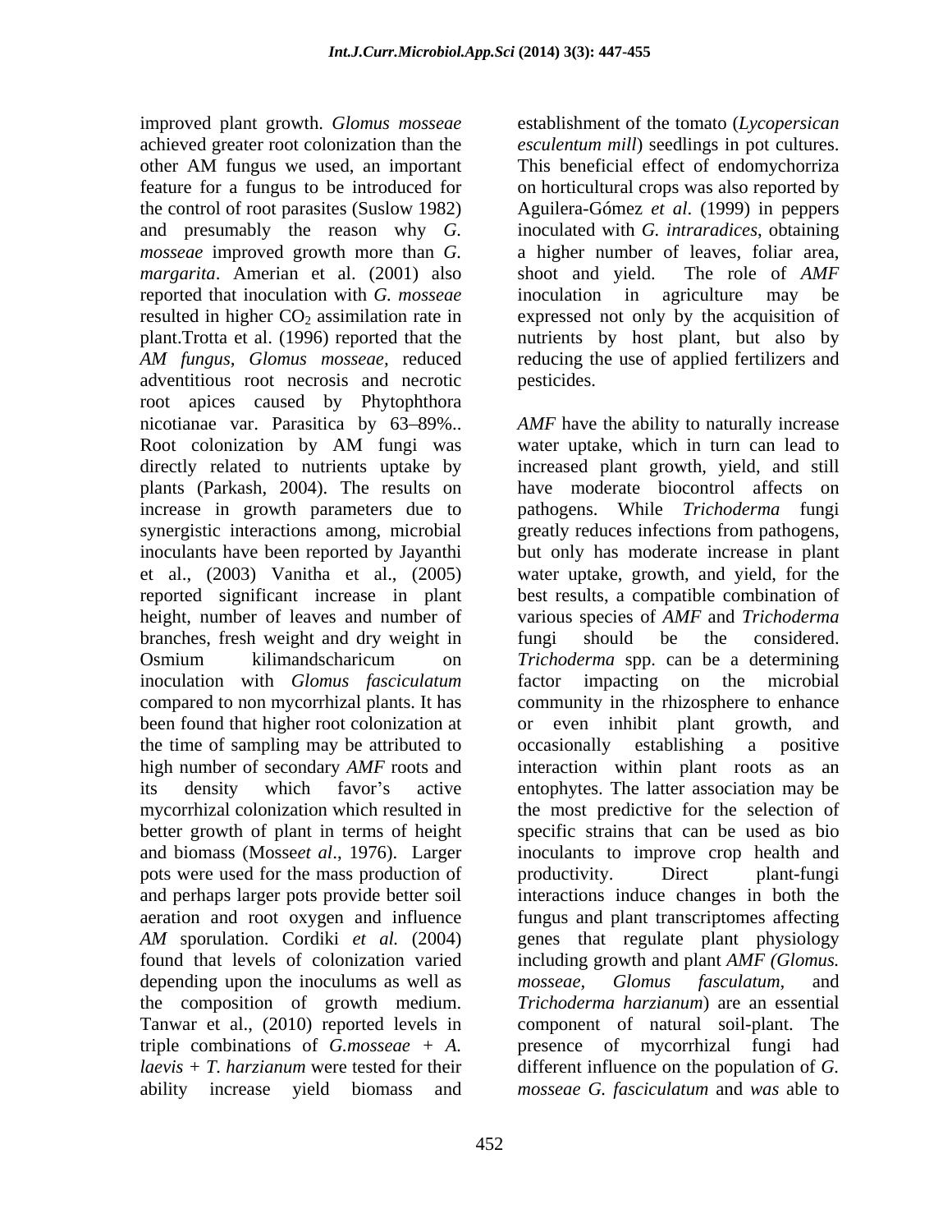improved plant growth. *Glomus mosseae* achieved greater root colonization than the other AM fungus we used, an important feature for a fungus to be introduced for the control of root parasites (Suslow 1982) and presumably the reason why *G. mosseae* improved growth more than *G. margarita*. Amerian et al. (2001) also reported that inoculation with *G. mosseae* resulted in higher $CO_2$ assimilation rate in plant.Trotta et al. (1996) reported that the *AM fungus, Glomus mosseae,* reduced adventitious root necrosis and necrotic root apices caused by Phytophthora nicotianae var. Parasitica by 63–89%.. Root colonization by AM fungi was directly related to nutrients uptake by plants (Parkash, 2004). The results on increase in growth parameters due to synergistic interactions among, microbial inoculants have been reported by Jayanthi et al., (2003) Vanitha et al., (2005) reported significant increase in plant height, number of leaves and number of branches, fresh weight and dry weight in Osmium kilimandscharicum on inoculation with *Glomus fasciculatum* compared to non mycorrhizal plants. It has been found that higher root colonization at the time of sampling may be attributed to high number of secondary *AMF* roots and its density which favor's active mycorrhizal colonization which resulted in better growth of plant in terms of height and biomass (Mosse*et al*., 1976). Larger pots were used for the mass production of and perhaps larger pots provide better soil aeration and root oxygen and influence *AM* sporulation. Cordiki *et al.* (2004) found that levels of colonization varied depending upon the inoculums as well as the composition of growth medium. Tanwar et al., (2010) reported levels in triple combinations of *G.mosseae + A. laevis + T. harzianum* were tested for their ability increase yield biomass and establishment of the tomato (*Lycopersican esculentum mill*) seedlings in pot cultures. This beneficial effect of endomychorriza on horticultural crops was also reported by Aguilera-Gómez *et al*. (1999) in peppers inoculated with *G. intraradices*, obtaining a higher number of leaves, foliar area, shoot and yield. The role of *AMF* inoculation in agriculture may be expressed not only by the acquisition of nutrients by host plant, but also by reducing the use of applied fertilizers and pesticides.

*AMF* have the ability to naturally increase water uptake, which in turn can lead to increased plant growth, yield, and still have moderate biocontrol affects on pathogens. While *Trichoderma* fungi greatly reduces infections from pathogens, but only has moderate increase in plant water uptake, growth, and yield, for the best results, a compatible combination of various species of *AMF* and *Trichoderma* fungi should be the considered. *Trichoderma* spp. can be a determining factor impacting on the microbial community in the rhizosphere to enhance or even inhibit plant growth, and occasionally establishing a positive interaction within plant roots as an entophytes. The latter association may be the most predictive for the selection of specific strains that can be used as bio inoculants to improve crop health and productivity. Direct plant-fungi interactions induce changes in both the fungus and plant transcriptomes affecting genes that regulate plant physiology including growth and plant *AMF (Glomus. mosseae, Glomus fasculatum,* and *Trichoderma harzianum*) are an essential component of natural soil-plant. The presence of mycorrhizal fungi had different influence on the population of *G. mosseae G. fasciculatum* and *was* able to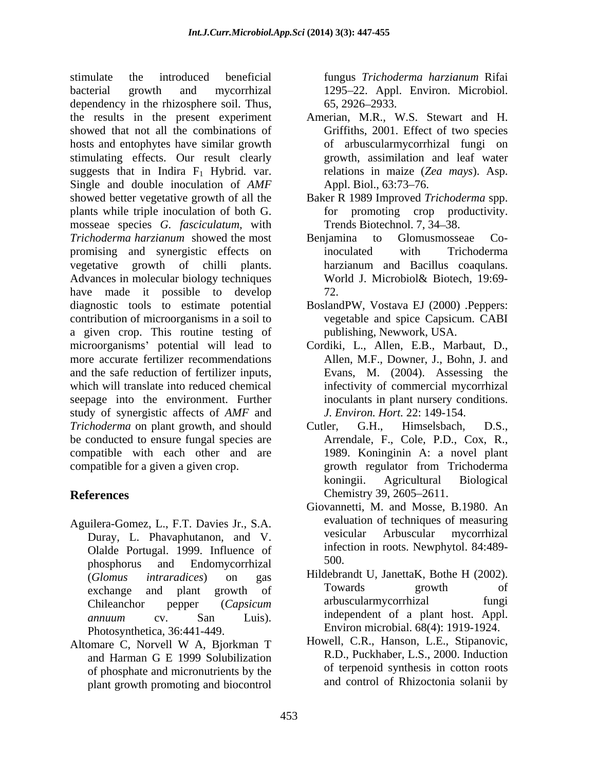stimulate the introduced beneficial bacterial growth and mycorrhizal dependency in the rhizosphere soil. Thus, the results in the present experiment showed that not all the combinations of hosts and entophytes have similar growth stimulating effects. Our result clearly suggests that in Indira $F_1$ Hybrid. var. Single and double inoculation of *AMF* showed better vegetative growth of all the plants while triple inoculation of both G. mosseae species *G. fasciculatum,* with *Trichoderma harzianum* showed the most promising and synergistic effects on vegetative growth of chilli plants. Advances in molecular biology techniques have made it possible to develop diagnostic tools to estimate potential contribution of microorganisms in a soil to a given crop. This routine testing of microorganisms' potential will lead to more accurate fertilizer recommendations and the safe reduction of fertilizer inputs, which will translate into reduced chemical seepage into the environment. Further study of synergistic affects of *AMF* and *Trichoderma* on plant growth, and should be conducted to ensure fungal species are compatible with each other and are compatible for a given a given crop.

## References

Aguilera-Gomez, L., F.T. Davies Jr., S.A. Duray, L. Phavaphutanon, and V. Olalde Portugal. 1999. Influence of phosphorus and Endomycorrhizal (*Glomus intraradices*) on gas exchange and plant growth of Chileanchor pepper (*Capsicum annuum* cv. San Luis). Photosynthetica, 36:441-449.

Altomare C, Norvell W A, Bjorkman T and Harman G E 1999 Solubilization of phosphate and micronutrients by the plant growth promoting and biocontrol fungus *Trichoderma harzianum* Rifai 1295–22. Appl. Environ. Microbiol. 65, 2926–2933.

Amerian, M.R., W.S. Stewart and H. Griffiths, 2001. Effect of two species of arbuscularmycorrhizal fungi on growth, assimilation and leaf water relations in maize (*Zea mays*). Asp. Appl. Biol., 63:73–76.

Baker R 1989 Improved *Trichoderma* spp. for promoting crop productivity. Trends Biotechnol. 7, 34–38.

Benjamina to Glomusmosseae Co-inoculated with Trichoderma harzianum and Bacillus coaqulans. World J. Microbiol& Biotech, 19:69-72.

BoslandPW, Vostava EJ (2000) .Peppers: vegetable and spice Capsicum. CABI publishing, Newwork, USA.

Cordiki, L., Allen, E.B., Marbaut, D., Allen, M.F., Downer, J., Bohn, J. and Evans, M. (2004). Assessing the infectivity of commercial mycorrhizal inoculants in plant nursery conditions. *J. Environ. Hort.* 22: 149-154.

Cutler, G.H., Himselsbach, D.S., Arrendale, F., Cole, P.D., Cox, R., 1989. Koninginin A: a novel plant growth regulator from Trichoderma koningii. Agricultural Biological Chemistry 39, 2605–2611.

Giovannetti, M. and Mosse, B.1980. An evaluation of techniques of measuring vesicular Arbuscular mycorrhizal infection in roots. Newphytol. 84:489-500.

Hildebrandt U, JanettaK, Bothe H (2002). Towards growth of arbuscularmycorrhizal fungi independent of a plant host. Appl. Environ microbial. 68(4): 1919-1924.

Howell, C.R., Hanson, L.E., Stipanovic, R.D., Puckhaber, L.S., 2000. Induction of terpenoid synthesis in cotton roots and control of Rhizoctonia solanii by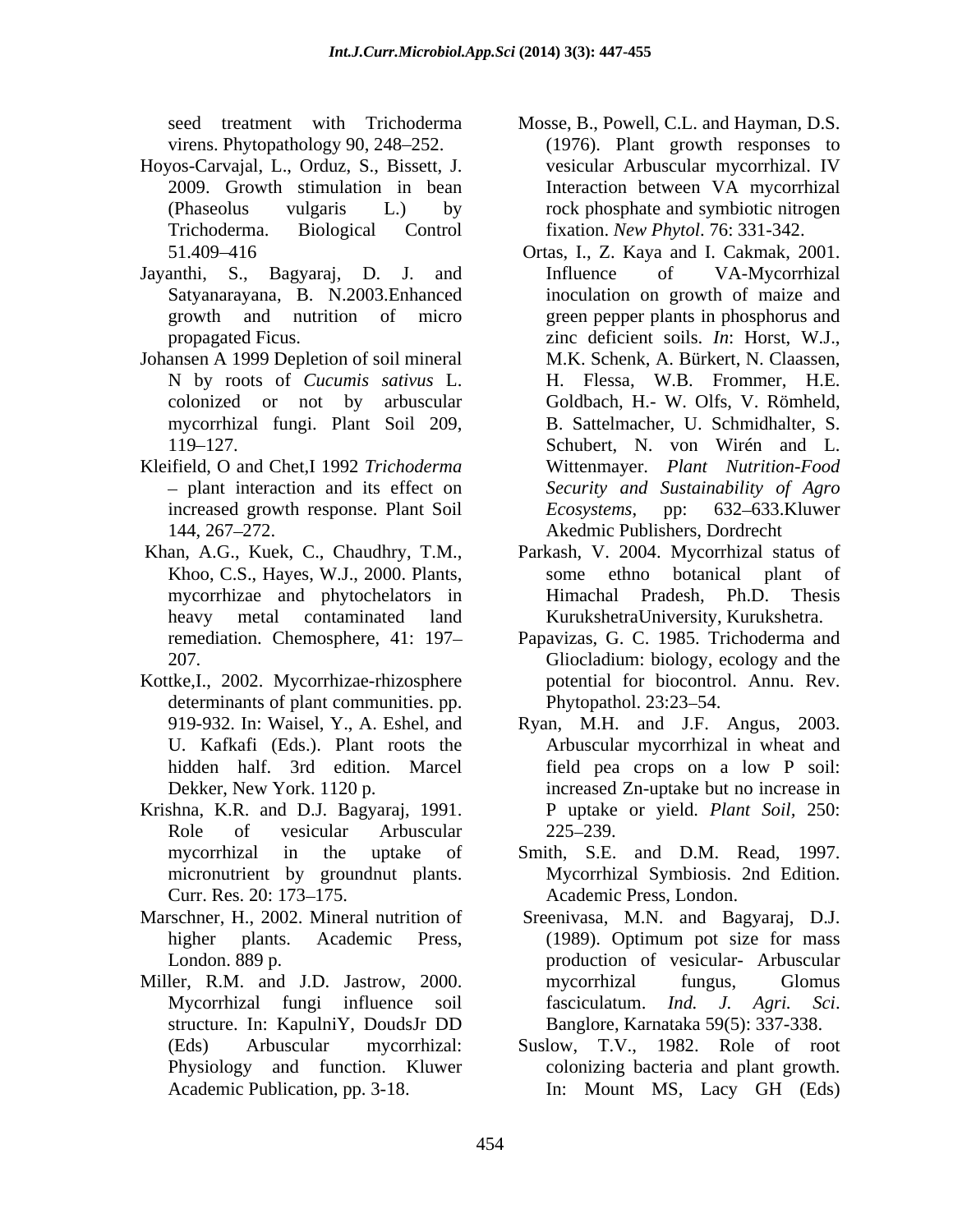seed treatment with Trichoderma virens. Phytopathology 90, 248–252.

Hoyos-Carvajal, L., Orduz, S., Bissett, J. 2009. Growth stimulation in bean (Phaseolus vulgaris L.) by Trichoderma. Biological Control 51.409–416

Jayanthi, S., Bagyaraj, D. J. and Satyanarayana, B. N.2003.Enhanced growth and nutrition of micro propagated Ficus.

Johansen A 1999 Depletion of soil mineral N by roots of *Cucumis sativus* L. colonized or not by arbuscular mycorrhizal fungi. Plant Soil 209, 119–127.

Kleifield, O and Chet,I 1992 *Trichoderma* – plant interaction and its effect on increased growth response. Plant Soil 144, 267–272.

Khan, A.G., Kuek, C., Chaudhry, T.M., Khoo, C.S., Hayes, W.J., 2000. Plants, mycorrhizae and phytochelators in heavy metal contaminated land remediation. Chemosphere, 41: 197–207.

Kottke,I., 2002. Mycorrhizae-rhizosphere determinants of plant communities. pp. 919-932. In: Waisel, Y., A. Eshel, and U. Kafkafi (Eds.). Plant roots the hidden half. 3rd edition. Marcel Dekker, New York. 1120 p.

Krishna, K.R. and D.J. Bagyaraj, 1991. Role of vesicular Arbuscular mycorrhizal in the uptake of micronutrient by groundnut plants. Curr. Res. 20: 173–175.

Marschner, H., 2002. Mineral nutrition of higher plants. Academic Press, London. 889 p.

Miller, R.M. and J.D. Jastrow, 2000. Mycorrhizal fungi influence soil structure. In: KapulniY, DoudsJr DD (Eds) Arbuscular mycorrhizal: Physiology and function. Kluwer Academic Publication, pp. 3-18.

Mosse, B., Powell, C.L. and Hayman, D.S. (1976). Plant growth responses to vesicular Arbuscular mycorrhizal. IV Interaction between VA mycorrhizal rock phosphate and symbiotic nitrogen fixation. *New Phytol*. 76: 331-342.

Ortas, I., Z. Kaya and I. Cakmak, 2001. Influence of VA-Mycorrhizal inoculation on growth of maize and green pepper plants in phosphorus and zinc deficient soils. *In*: Horst, W.J., M.K. Schenk, A. Bürkert, N. Claassen, H. Flessa, W.B. Frommer, H.E. Goldbach, H.- W. Olfs, V. Römheld, B. Sattelmacher, U. Schmidhalter, S. Schubert, N. von Wirén and L. Wittenmayer. *Plant Nutrition-Food Security and Sustainability of Agro Ecosystems*, pp: 632–633.Kluwer Akedmic Publishers, Dordrecht

Parkash, V. 2004. Mycorrhizal status of some ethno botanical plant of Himachal Pradesh, Ph.D. Thesis KurukshetraUniversity, Kurukshetra.

Papavizas, G. C. 1985. Trichoderma and Gliocladium: biology, ecology and the potential for biocontrol. Annu. Rev. Phytopathol. 23:23–54.

Ryan, M.H. and J.F. Angus, 2003. Arbuscular mycorrhizal in wheat and field pea crops on a low P soil: increased Zn-uptake but no increase in P uptake or yield. *Plant Soil*, 250: 225–239.

Smith, S.E. and D.M. Read, 1997. Mycorrhizal Symbiosis. 2nd Edition. Academic Press, London.

Sreenivasa, M.N. and Bagyaraj, D.J. (1989). Optimum pot size for mass production of vesicular- Arbuscular mycorrhizal fungus, Glomus fasciculatum. *Ind. J. Agri. Sci*. Banglore, Karnataka 59(5): 337-338.

Suslow, T.V., 1982. Role of root colonizing bacteria and plant growth. In: Mount MS, Lacy GH (Eds)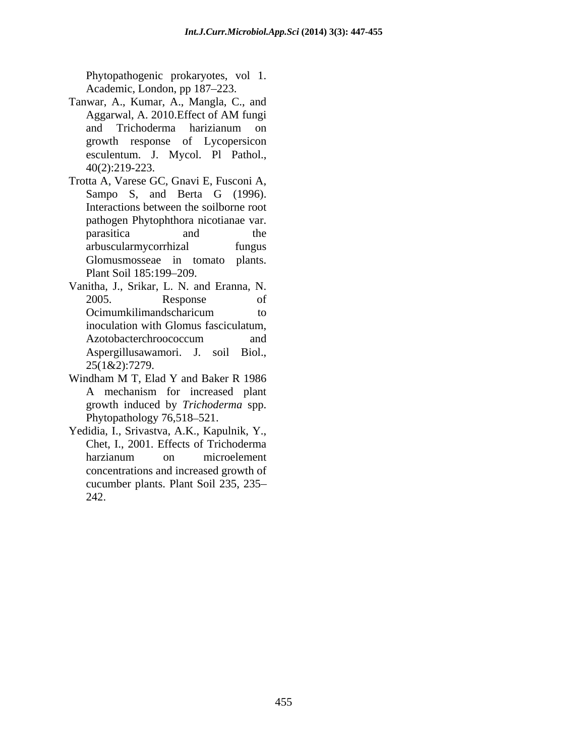Phytopathogenic prokaryotes, vol 1. Academic, London, pp 187–223.

Tanwar, A., Kumar, A., Mangla, C., and Aggarwal, A. 2010.Effect of AM fungi and Trichoderma harizianum on growth response of Lycopersicon esculentum. J. Mycol. Pl Pathol., 40(2):219-223.

Trotta A, Varese GC, Gnavi E, Fusconi A, Sampo S, and Berta G (1996). Interactions between the soilborne root pathogen Phytophthora nicotianae var. parasitica and the arbuscularmycorrhizal fungus Glomusmosseae in tomato plants. Plant Soil 185:199–209.

Vanitha, J., Srikar, L. N. and Eranna, N. 2005. Response of Ocimumkilimandscharicum to inoculation with Glomus fasciculatum, Azotobacterchroococcum and Aspergillusawamori. J. soil Biol., 25(1&2):7279.

Windham M T, Elad Y and Baker R 1986 A mechanism for increased plant growth induced by *Trichoderma* spp. Phytopathology 76,518–521.

Yedidia, I., Srivastva, A.K., Kapulnik, Y., Chet, I., 2001. Effects of Trichoderma harzianum on microelement concentrations and increased growth of cucumber plants. Plant Soil 235, 235–242.